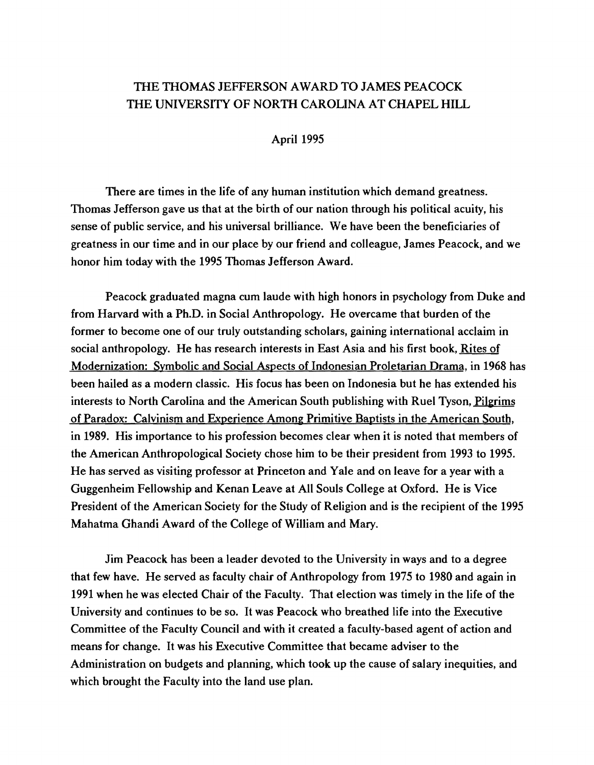# THE THOMAS JEFFERSON AWARD TO JAMES PEACOCK
# THE UNIVERSITY OF NORTH CAROLINA AT CHAPEL HILL

April 1995

There are times in the life of any human institution which demand greatness. Thomas Jefferson gave us that at the birth of our nation through his political acuity, his sense of public service, and his universal brilliance. We have been the beneficiaries of greatness in our time and in our place by our friend and colleague, James Peacock, and we honor him today with the 1995 Thomas Jefferson Award.

Peacock graduated magna cum laude with high honors in psychology from Duke and from Harvard with a Ph.D. in Social Anthropology. He overcame that burden of the former to become one of our truly outstanding scholars, gaining international acclaim in social anthropology. He has research interests in East Asia and his first book, <u>Rites of Modernization: Symbolic and Social Aspects of Indonesian Proletarian Drama</u>, in 1968 has been hailed as a modern classic. His focus has been on Indonesia but he has extended his interests to North Carolina and the American South publishing with Ruel Tyson, <u>Pilgrims of Paradox: Calvinism and Experience Among Primitive Baptists in the American South</u>, in 1989. His importance to his profession becomes clear when it is noted that members of the American Anthropological Society chose him to be their president from 1993 to 1995. He has served as visiting professor at Princeton and Yale and on leave for a year with a Guggenheim Fellowship and Kenan Leave at All Souls College at Oxford. He is Vice President of the American Society for the Study of Religion and is the recipient of the 1995 Mahatma Ghandi Award of the College of William and Mary.

Jim Peacock has been a leader devoted to the University in ways and to a degree that few have. He served as faculty chair of Anthropology from 1975 to 1980 and again in 1991 when he was elected Chair of the Faculty. That election was timely in the life of the University and continues to be so. It was Peacock who breathed life into the Executive Committee of the Faculty Council and with it created a faculty-based agent of action and means for change. It was his Executive Committee that became adviser to the Administration on budgets and planning, which took up the cause of salary inequities, and which brought the Faculty into the land use plan.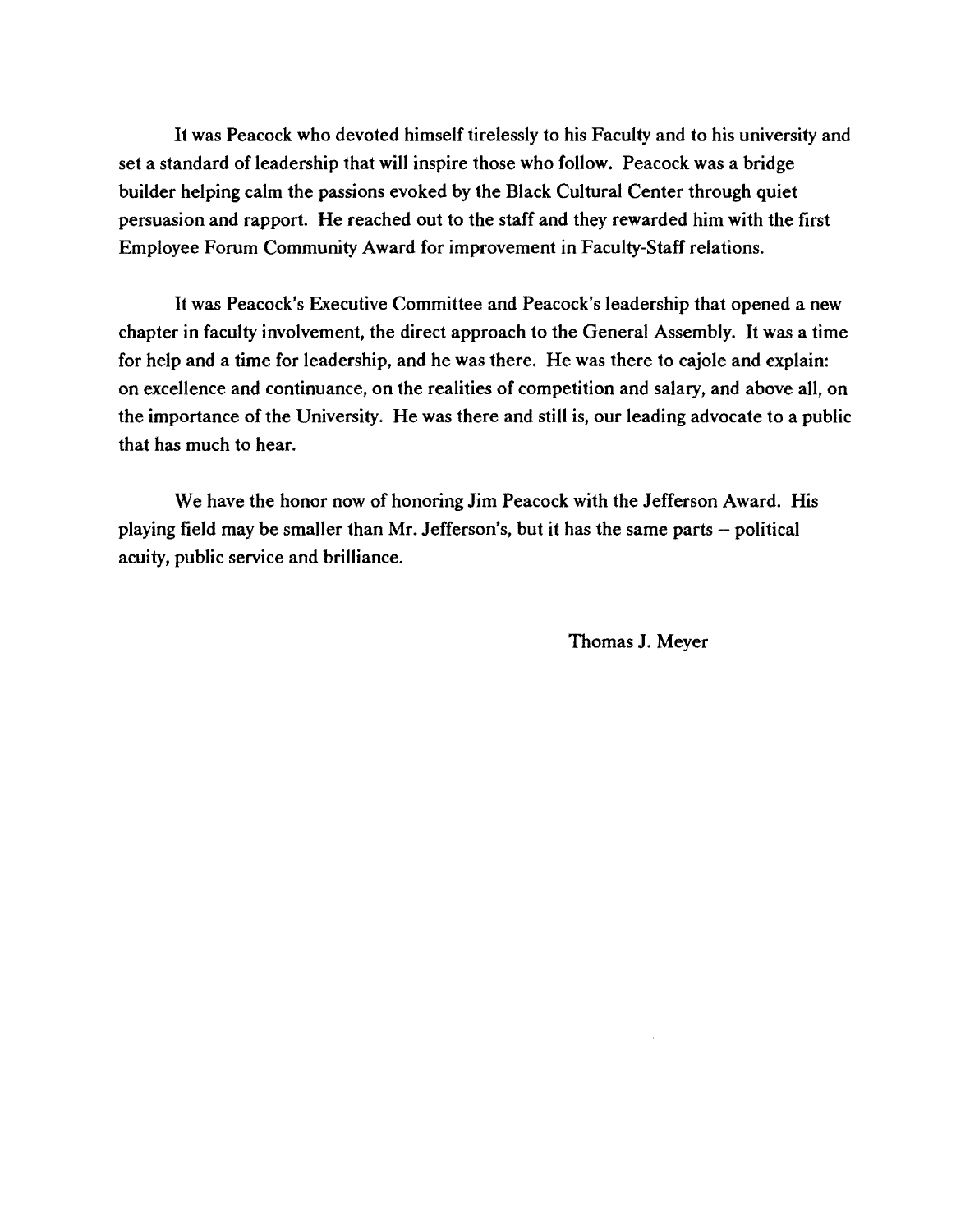It was Peacock who devoted himself tirelessly to his Faculty and to his university and set a standard of leadership that will inspire those who follow. Peacock was a bridge builder helping calm the passions evoked by the Black Cultural Center through quiet persuasion and rapport. He reached out to the staff and they rewarded him with the first Employee Forum Community Award for improvement in Faculty-Staff relations.

It was Peacock's Executive Committee and Peacock's leadership that opened a new chapter in faculty involvement, the direct approach to the General Assembly. It was a time for help and a time for leadership, and he was there. He was there to cajole and explain: on excellence and continuance, on the realities of competition and salary, and above all, on the importance of the University. He was there and still is, our leading advocate to a public that has much to hear.

We have the honor now of honoring Jim Peacock with the Jefferson Award. His playing field may be smaller than Mr. Jefferson's, but it has the same parts -- political acuity, public service and brilliance.

Thomas J. Meyer